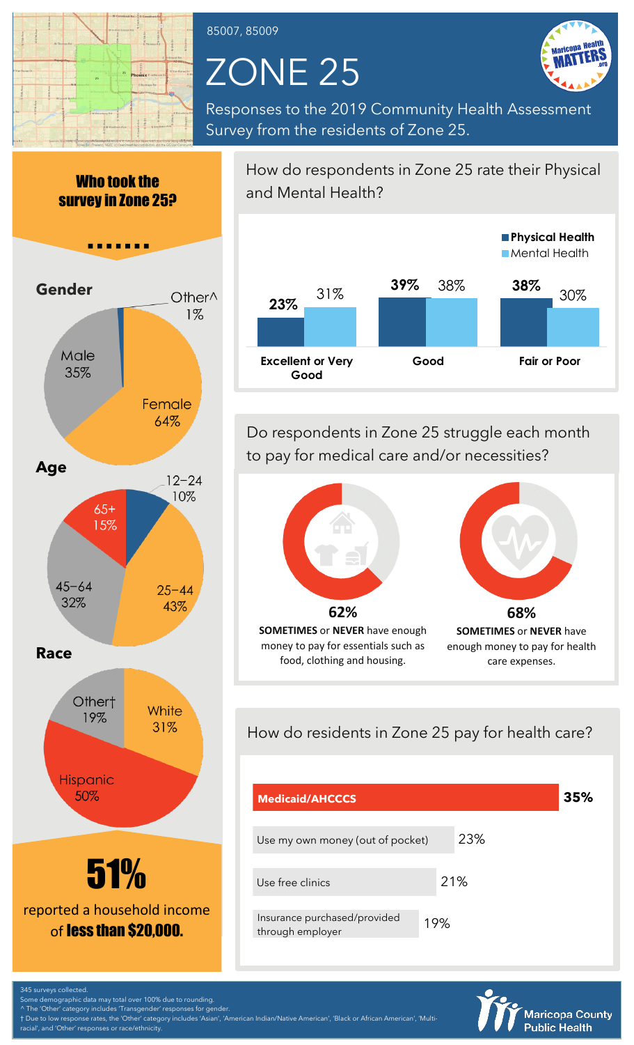85007, 85009

# ZONE 25

Responses to the 2019 Community Health Assessment Survey from the residents of Zone 25.

## Who took the survey in Zone 25?

### Gender

| Gender | Percent |
| --- | --- |
| Female | 64% |
| Male | 35% |
| Other^ | 1% |

### Age

| Age | Percent |
| --- | --- |
| 12–24 | 10% |
| 25–44 | 43% |
| 45–64 | 32% |
| 65+ | 15% |

### Race

| Race | Percent |
| --- | --- |
| White | 31% |
| Hispanic | 50% |
| Other† | 19% |

**51%** reported a household income of **less than $20,000.**

## How do respondents in Zone 25 rate their Physical and Mental Health?

| | Physical Health | Mental Health |
| --- | --- | --- |
| Excellent or Very Good | 23% | 31% |
| Good | 39% | 38% |
| Fair or Poor | 38% | 30% |

## Do respondents in Zone 25 struggle each month to pay for medical care and/or necessities?

**62%** **SOMETIMES** or **NEVER** have enough money to pay for essentials such as food, clothing and housing.

**68%** **SOMETIMES** or **NEVER** have enough money to pay for health care expenses.

## How do residents in Zone 25 pay for health care?

| Payment method | Percent |
| --- | --- |
| Medicaid/AHCCCS | 35% |
| Use my own money (out of pocket) | 23% |
| Use free clinics | 21% |
| Insurance purchased/provided through employer | 19% |

345 surveys collected.
Some demographic data may total over 100% due to rounding.
^ The 'Other' category includes 'Transgender' responses for gender.
† Due to low response rates, the 'Other' category includes 'Asian', 'American Indian/Native American', 'Black or African American', 'Multi-racial', and 'Other' responses or race/ethnicity.

Maricopa County Public Health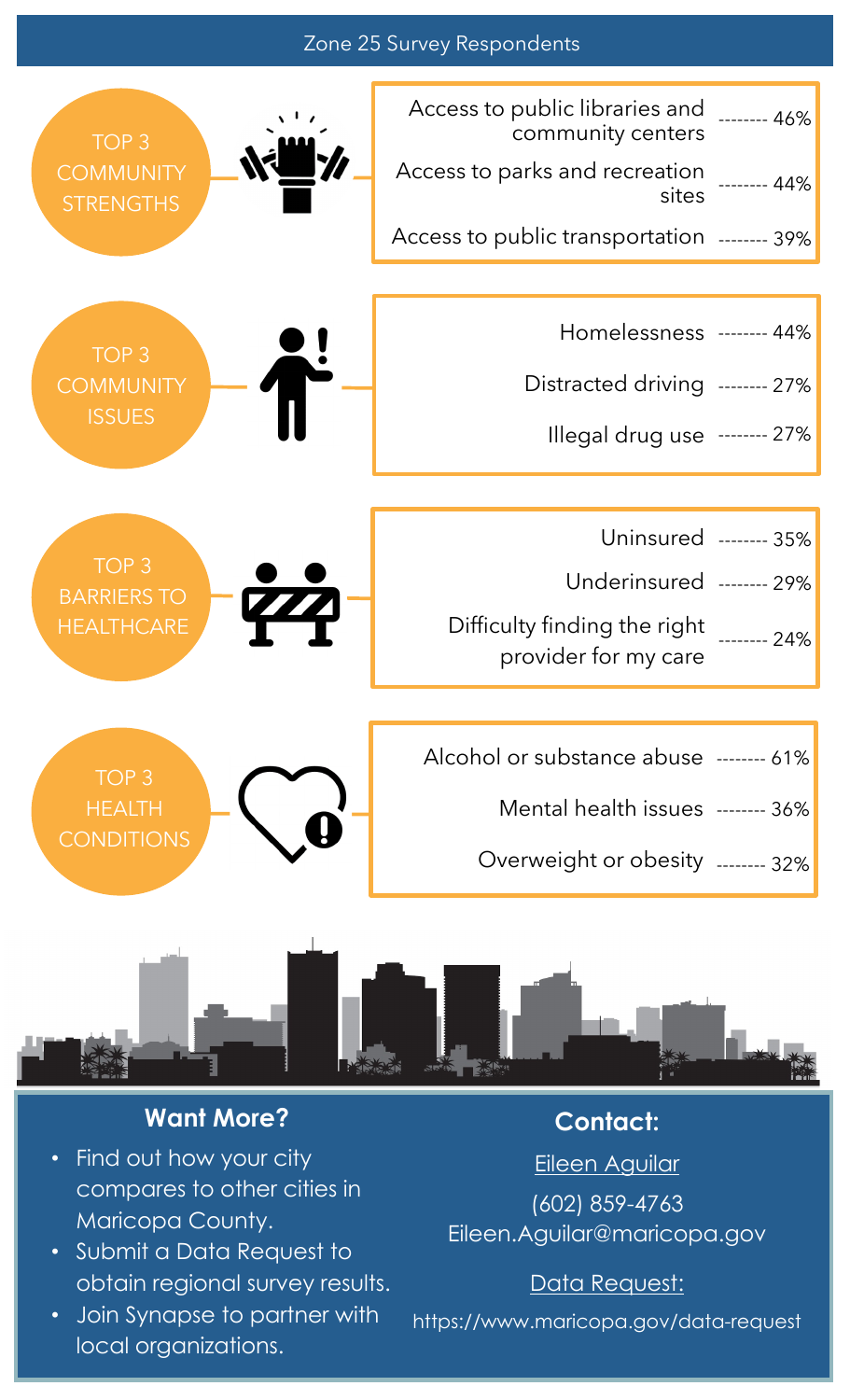## Zone 25 Survey Respondents

### TOP 3 COMMUNITY STRENGTHS

- Access to public libraries and community centers -------- 46%
- Access to parks and recreation sites -------- 44%
- Access to public transportation -------- 39%

### TOP 3 COMMUNITY ISSUES

- Homelessness -------- 44%
- Distracted driving -------- 27%
- Illegal drug use -------- 27%

### TOP 3 BARRIERS TO HEALTHCARE

- Uninsured -------- 35%
- Underinsured -------- 29%
- Difficulty finding the right provider for my care -------- 24%

### TOP 3 HEALTH CONDITIONS

- Alcohol or substance abuse -------- 61%
- Mental health issues -------- 36%
- Overweight or obesity -------- 32%

### Want More?

- Find out how your city compares to other cities in Maricopa County.
- Submit a Data Request to obtain regional survey results.
- Join Synapse to partner with local organizations.

### Contact:

Eileen Aguilar

(602) 859-4763

Eileen.Aguilar@maricopa.gov

Data Request:

https://www.maricopa.gov/data-request